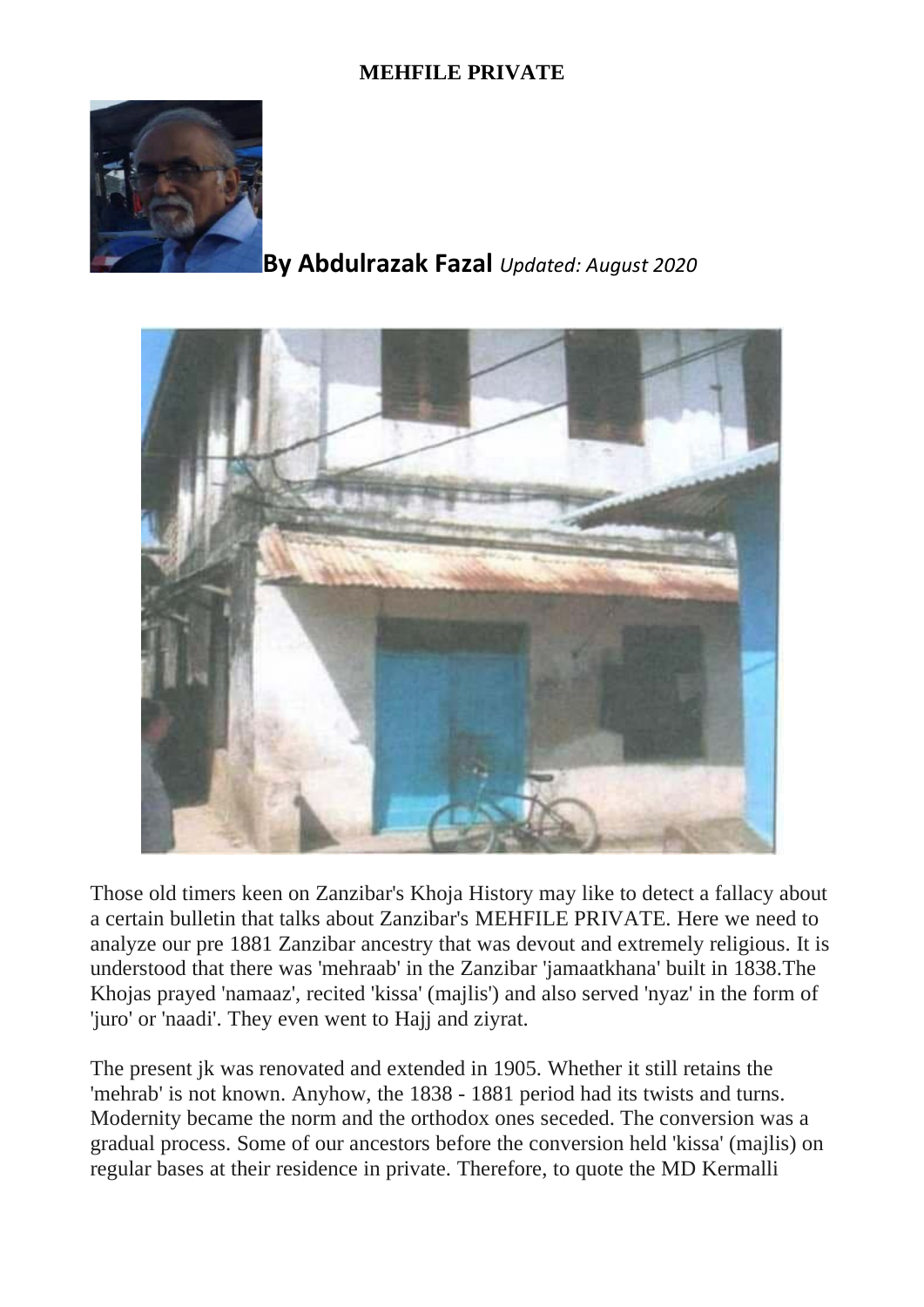# MEHFILE PRIVATE

**By Abdulrazak Fazal** *Updated: August 2020*

Those old timers keen on Zanzibar's Khoja History may like to detect a fallacy about a certain bulletin that talks about Zanzibar's MEHFILE PRIVATE. Here we need to analyze our pre 1881 Zanzibar ancestry that was devout and extremely religious. It is understood that there was 'mehraab' in the Zanzibar 'jamaatkhana' built in 1838.The Khojas prayed 'namaaz', recited 'kissa' (majlis') and also served 'nyaz' in the form of 'juro' or 'naadi'. They even went to Hajj and ziyrat.

The present jk was renovated and extended in 1905. Whether it still retains the 'mehrab' is not known. Anyhow, the 1838 - 1881 period had its twists and turns. Modernity became the norm and the orthodox ones seceded. The conversion was a gradual process. Some of our ancestors before the conversion held 'kissa' (majlis) on regular bases at their residence in private. Therefore, to quote the MD Kermalli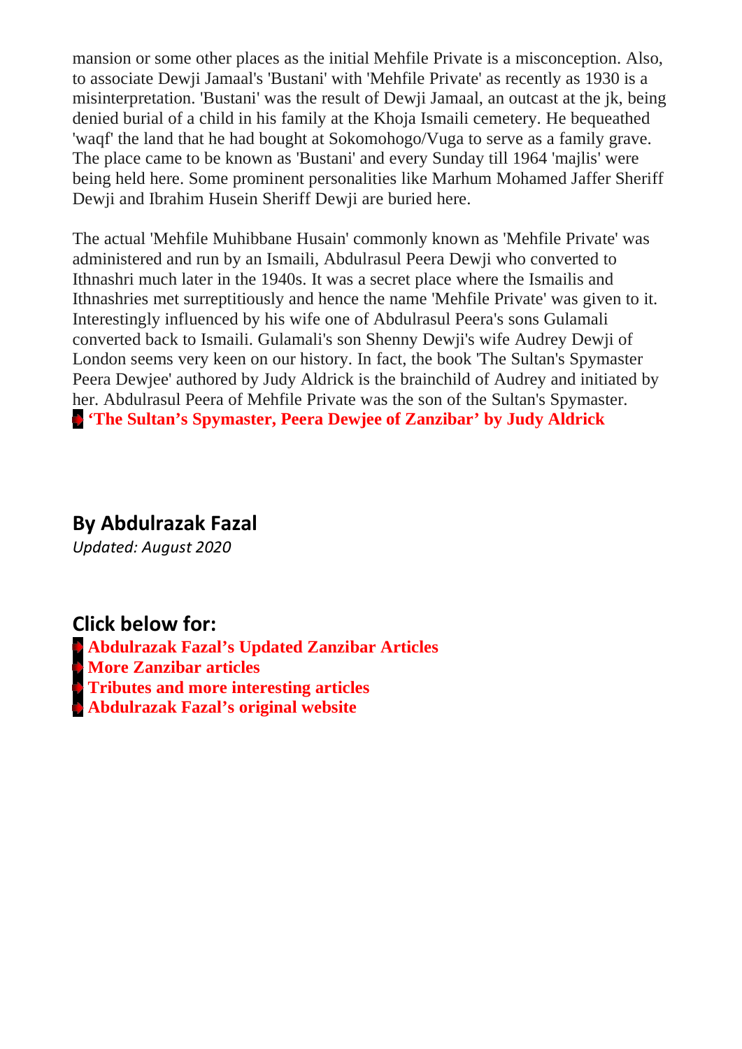mansion or some other places as the initial Mehfile Private is a misconception. Also, to associate Dewji Jamaal's 'Bustani' with 'Mehfile Private' as recently as 1930 is a misinterpretation. 'Bustani' was the result of Dewji Jamaal, an outcast at the jk, being denied burial of a child in his family at the Khoja Ismaili cemetery. He bequeathed 'waqf' the land that he had bought at Sokomohogo/Vuga to serve as a family grave. The place came to be known as 'Bustani' and every Sunday till 1964 'majlis' were being held here. Some prominent personalities like Marhum Mohamed Jaffer Sheriff Dewji and Ibrahim Husein Sheriff Dewji are buried here.

The actual 'Mehfile Muhibbane Husain' commonly known as 'Mehfile Private' was administered and run by an Ismaili, Abdulrasul Peera Dewji who converted to Ithnashri much later in the 1940s. It was a secret place where the Ismailis and Ithnashries met surreptitiously and hence the name 'Mehfile Private' was given to it. Interestingly influenced by his wife one of Abdulrasul Peera's sons Gulamali converted back to Ismaili. Gulamali's son Shenny Dewji's wife Audrey Dewji of London seems very keen on our history. In fact, the book 'The Sultan's Spymaster Peera Dewjee' authored by Judy Aldrick is the brainchild of Audrey and initiated by her. Abdulrasul Peera of Mehfile Private was the son of the Sultan's Spymaster.

- **'The Sultan's Spymaster, Peera Dewjee of Zanzibar' by Judy Aldrick**

## By Abdulrazak Fazal

*Updated: August 2020*

## Click below for:

- **Abdulrazak Fazal's Updated Zanzibar Articles**
- **More Zanzibar articles**
- **Tributes and more interesting articles**
- **Abdulrazak Fazal's original website**